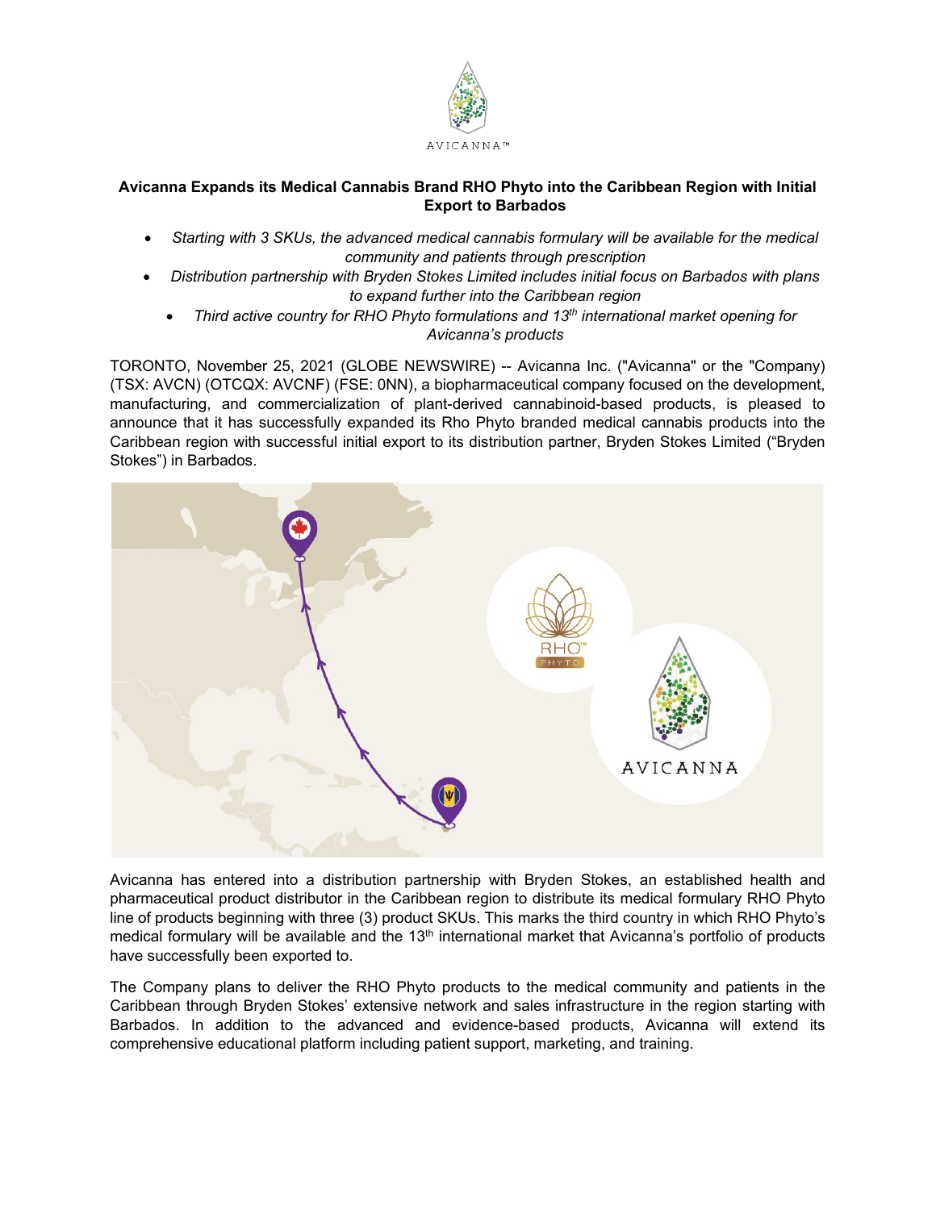# Avicanna Expands its Medical Cannabis Brand RHO Phyto into the Caribbean Region with Initial Export to Barbados

- *Starting with 3 SKUs, the advanced medical cannabis formulary will be available for the medical community and patients through prescription*
- *Distribution partnership with Bryden Stokes Limited includes initial focus on Barbados with plans to expand further into the Caribbean region*
- *Third active country for RHO Phyto formulations and 13th international market opening for Avicanna's products*

TORONTO, November 25, 2021 (GLOBE NEWSWIRE) -- Avicanna Inc. ("Avicanna" or the "Company) (TSX: AVCN) (OTCQX: AVCNF) (FSE: 0NN), a biopharmaceutical company focused on the development, manufacturing, and commercialization of plant-derived cannabinoid-based products, is pleased to announce that it has successfully expanded its Rho Phyto branded medical cannabis products into the Caribbean region with successful initial export to its distribution partner, Bryden Stokes Limited ("Bryden Stokes") in Barbados.

Avicanna has entered into a distribution partnership with Bryden Stokes, an established health and pharmaceutical product distributor in the Caribbean region to distribute its medical formulary RHO Phyto line of products beginning with three (3) product SKUs. This marks the third country in which RHO Phyto's medical formulary will be available and the 13th international market that Avicanna's portfolio of products have successfully been exported to.

The Company plans to deliver the RHO Phyto products to the medical community and patients in the Caribbean through Bryden Stokes' extensive network and sales infrastructure in the region starting with Barbados. In addition to the advanced and evidence-based products, Avicanna will extend its comprehensive educational platform including patient support, marketing, and training.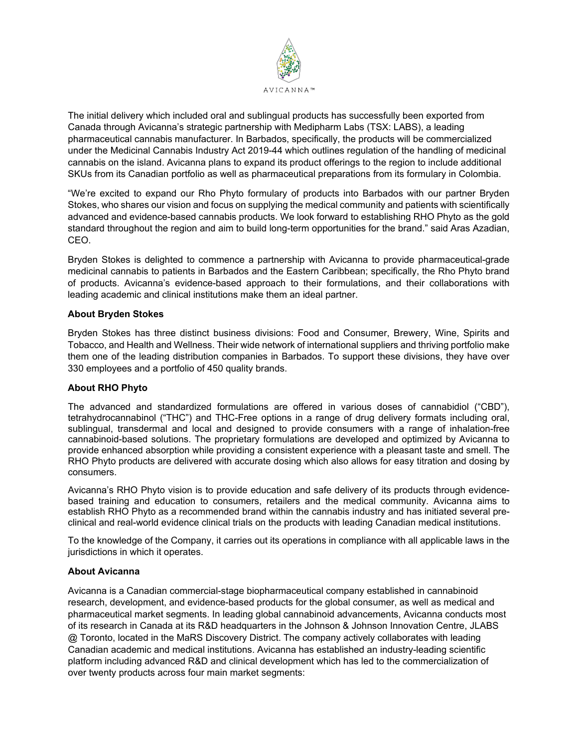The initial delivery which included oral and sublingual products has successfully been exported from Canada through Avicanna's strategic partnership with Medipharm Labs (TSX: LABS), a leading pharmaceutical cannabis manufacturer. In Barbados, specifically, the products will be commercialized under the Medicinal Cannabis Industry Act 2019-44 which outlines regulation of the handling of medicinal cannabis on the island. Avicanna plans to expand its product offerings to the region to include additional SKUs from its Canadian portfolio as well as pharmaceutical preparations from its formulary in Colombia.

"We're excited to expand our Rho Phyto formulary of products into Barbados with our partner Bryden Stokes, who shares our vision and focus on supplying the medical community and patients with scientifically advanced and evidence-based cannabis products. We look forward to establishing RHO Phyto as the gold standard throughout the region and aim to build long-term opportunities for the brand." said Aras Azadian, CEO.

Bryden Stokes is delighted to commence a partnership with Avicanna to provide pharmaceutical-grade medicinal cannabis to patients in Barbados and the Eastern Caribbean; specifically, the Rho Phyto brand of products. Avicanna's evidence-based approach to their formulations, and their collaborations with leading academic and clinical institutions make them an ideal partner.

**About Bryden Stokes**

Bryden Stokes has three distinct business divisions: Food and Consumer, Brewery, Wine, Spirits and Tobacco, and Health and Wellness. Their wide network of international suppliers and thriving portfolio make them one of the leading distribution companies in Barbados. To support these divisions, they have over 330 employees and a portfolio of 450 quality brands.

**About RHO Phyto**

The advanced and standardized formulations are offered in various doses of cannabidiol ("CBD"), tetrahydrocannabinol ("THC") and THC-Free options in a range of drug delivery formats including oral, sublingual, transdermal and local and designed to provide consumers with a range of inhalation-free cannabinoid-based solutions. The proprietary formulations are developed and optimized by Avicanna to provide enhanced absorption while providing a consistent experience with a pleasant taste and smell. The RHO Phyto products are delivered with accurate dosing which also allows for easy titration and dosing by consumers.

Avicanna's RHO Phyto vision is to provide education and safe delivery of its products through evidence-based training and education to consumers, retailers and the medical community. Avicanna aims to establish RHO Phyto as a recommended brand within the cannabis industry and has initiated several pre-clinical and real-world evidence clinical trials on the products with leading Canadian medical institutions.

To the knowledge of the Company, it carries out its operations in compliance with all applicable laws in the jurisdictions in which it operates.

**About Avicanna**

Avicanna is a Canadian commercial-stage biopharmaceutical company established in cannabinoid research, development, and evidence-based products for the global consumer, as well as medical and pharmaceutical market segments. In leading global cannabinoid advancements, Avicanna conducts most of its research in Canada at its R&D headquarters in the Johnson & Johnson Innovation Centre, JLABS @ Toronto, located in the MaRS Discovery District. The company actively collaborates with leading Canadian academic and medical institutions. Avicanna has established an industry-leading scientific platform including advanced R&D and clinical development which has led to the commercialization of over twenty products across four main market segments: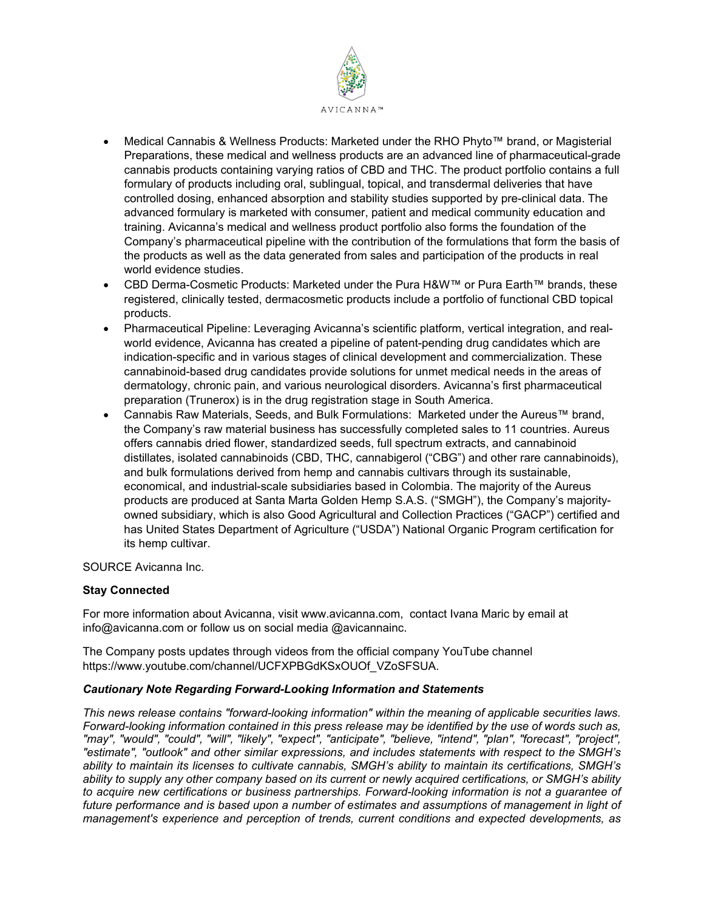- Medical Cannabis & Wellness Products: Marketed under the RHO Phyto™ brand, or Magisterial Preparations, these medical and wellness products are an advanced line of pharmaceutical-grade cannabis products containing varying ratios of CBD and THC. The product portfolio contains a full formulary of products including oral, sublingual, topical, and transdermal deliveries that have controlled dosing, enhanced absorption and stability studies supported by pre-clinical data. The advanced formulary is marketed with consumer, patient and medical community education and training. Avicanna's medical and wellness product portfolio also forms the foundation of the Company's pharmaceutical pipeline with the contribution of the formulations that form the basis of the products as well as the data generated from sales and participation of the products in real world evidence studies.
- CBD Derma-Cosmetic Products: Marketed under the Pura H&W™ or Pura Earth™ brands, these registered, clinically tested, dermacosmetic products include a portfolio of functional CBD topical products.
- Pharmaceutical Pipeline: Leveraging Avicanna's scientific platform, vertical integration, and real-world evidence, Avicanna has created a pipeline of patent-pending drug candidates which are indication-specific and in various stages of clinical development and commercialization. These cannabinoid-based drug candidates provide solutions for unmet medical needs in the areas of dermatology, chronic pain, and various neurological disorders. Avicanna's first pharmaceutical preparation (Trunerox) is in the drug registration stage in South America.
- Cannabis Raw Materials, Seeds, and Bulk Formulations: Marketed under the Aureus™ brand, the Company's raw material business has successfully completed sales to 11 countries. Aureus offers cannabis dried flower, standardized seeds, full spectrum extracts, and cannabinoid distillates, isolated cannabinoids (CBD, THC, cannabigerol ("CBG") and other rare cannabinoids), and bulk formulations derived from hemp and cannabis cultivars through its sustainable, economical, and industrial-scale subsidiaries based in Colombia. The majority of the Aureus products are produced at Santa Marta Golden Hemp S.A.S. ("SMGH"), the Company's majority-owned subsidiary, which is also Good Agricultural and Collection Practices ("GACP") certified and has United States Department of Agriculture ("USDA") National Organic Program certification for its hemp cultivar.

SOURCE Avicanna Inc.

**Stay Connected**

For more information about Avicanna, visit www.avicanna.com, contact Ivana Maric by email at info@avicanna.com or follow us on social media @avicannainc.

The Company posts updates through videos from the official company YouTube channel https://www.youtube.com/channel/UCFXPBGdKSxOUOf_VZoSFSUA.

***Cautionary Note Regarding Forward-Looking Information and Statements***

*This news release contains "forward-looking information" within the meaning of applicable securities laws. Forward-looking information contained in this press release may be identified by the use of words such as, "may", "would", "could", "will", "likely", "expect", "anticipate", "believe, "intend", "plan", "forecast", "project", "estimate", "outlook" and other similar expressions, and includes statements with respect to the SMGH's ability to maintain its licenses to cultivate cannabis, SMGH's ability to maintain its certifications, SMGH's ability to supply any other company based on its current or newly acquired certifications, or SMGH's ability to acquire new certifications or business partnerships. Forward-looking information is not a guarantee of future performance and is based upon a number of estimates and assumptions of management in light of management's experience and perception of trends, current conditions and expected developments, as*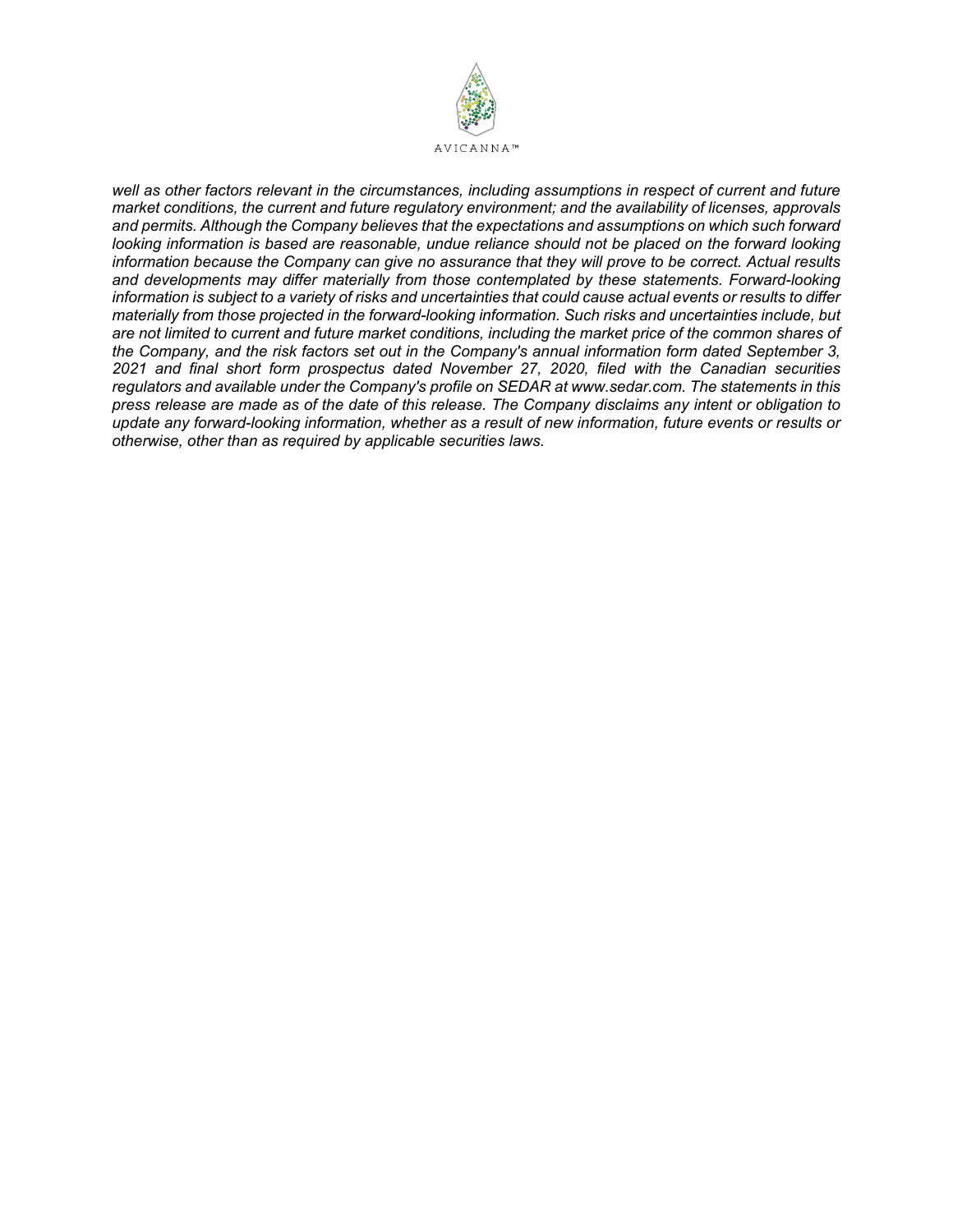*well as other factors relevant in the circumstances, including assumptions in respect of current and future market conditions, the current and future regulatory environment; and the availability of licenses, approvals and permits. Although the Company believes that the expectations and assumptions on which such forward looking information is based are reasonable, undue reliance should not be placed on the forward looking information because the Company can give no assurance that they will prove to be correct. Actual results and developments may differ materially from those contemplated by these statements. Forward-looking information is subject to a variety of risks and uncertainties that could cause actual events or results to differ materially from those projected in the forward-looking information. Such risks and uncertainties include, but are not limited to current and future market conditions, including the market price of the common shares of the Company, and the risk factors set out in the Company's annual information form dated September 3, 2021 and final short form prospectus dated November 27, 2020, filed with the Canadian securities regulators and available under the Company's profile on SEDAR at www.sedar.com. The statements in this press release are made as of the date of this release. The Company disclaims any intent or obligation to update any forward-looking information, whether as a result of new information, future events or results or otherwise, other than as required by applicable securities laws.*